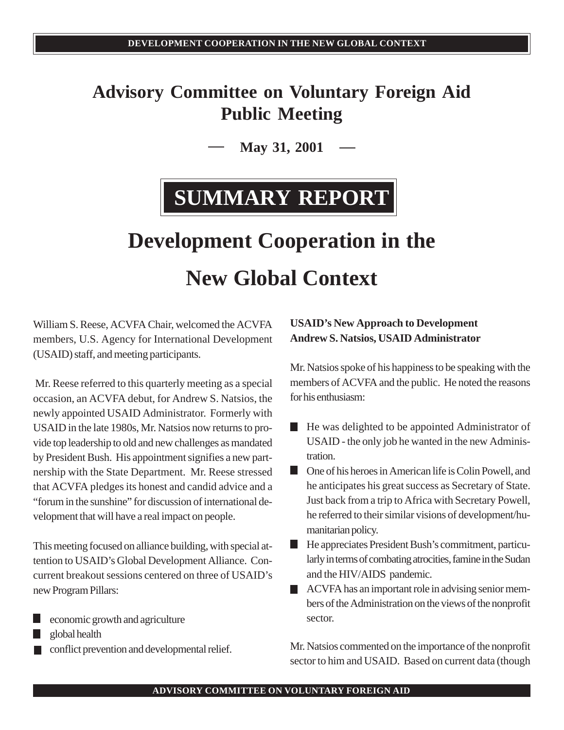# Advisory Committee on Voluntary Foreign Aid Public Meeting

**— May 31, 2001 —**

## SUMMARY REPORT

# Development Cooperation in the New Global Context

William S. Reese, ACVFA Chair, welcomed the ACVFA members, U.S. Agency for International Development (USAID) staff, and meeting participants.

Mr. Reese referred to this quarterly meeting as a special occasion, an ACVFA debut, for Andrew S. Natsios, the newly appointed USAID Administrator. Formerly with USAID in the late 1980s, Mr. Natsios now returns to provide top leadership to old and new challenges as mandated by President Bush. His appointment signifies a new partnership with the State Department. Mr. Reese stressed that ACVFA pledges its honest and candid advice and a "forum in the sunshine" for discussion of international development that will have a real impact on people.

This meeting focused on alliance building, with special attention to USAID's Global Development Alliance. Concurrent breakout sessions centered on three of USAID's new Program Pillars:

- economic growth and agriculture
- global health
- conflict prevention and developmental relief.

**USAID's New Approach to Development**
**Andrew S. Natsios, USAID Administrator**

Mr. Natsios spoke of his happiness to be speaking with the members of ACVFA and the public. He noted the reasons for his enthusiasm:

- He was delighted to be appointed Administrator of USAID - the only job he wanted in the new Administration.
- One of his heroes in American life is Colin Powell, and he anticipates his great success as Secretary of State. Just back from a trip to Africa with Secretary Powell, he referred to their similar visions of development/humanitarian policy.
- He appreciates President Bush's commitment, particularly in terms of combating atrocities, famine in the Sudan and the HIV/AIDS pandemic.
- ACVFA has an important role in advising senior members of the Administration on the views of the nonprofit sector.

Mr. Natsios commented on the importance of the nonprofit sector to him and USAID. Based on current data (though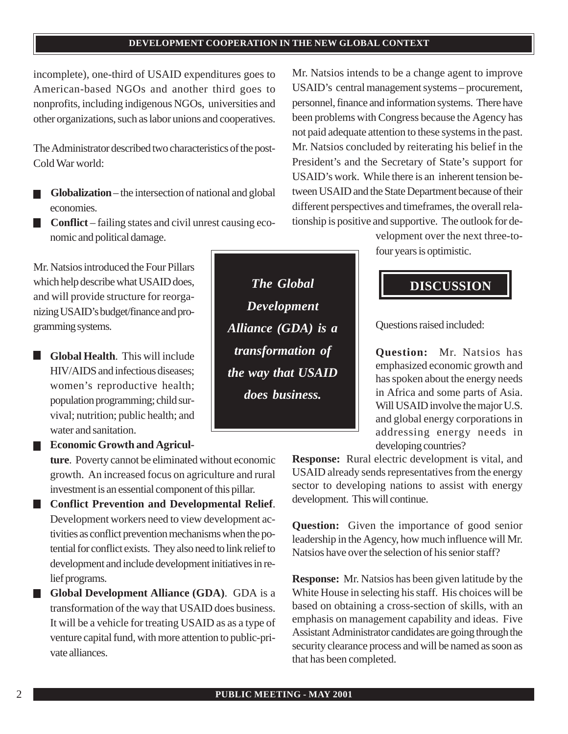incomplete), one-third of USAID expenditures goes to American-based NGOs and another third goes to nonprofits, including indigenous NGOs, universities and other organizations, such as labor unions and cooperatives.

The Administrator described two characteristics of the post-Cold War world:

- **Globalization** – the intersection of national and global economies.
- **Conflict** – failing states and civil unrest causing economic and political damage.

Mr. Natsios introduced the Four Pillars which help describe what USAID does, and will provide structure for reorganizing USAID's budget/finance and programming systems.

- **Global Health**. This will include HIV/AIDS and infectious diseases; women's reproductive health; population programming; child survival; nutrition; public health; and water and sanitation.
- **Economic Growth and Agriculture**. Poverty cannot be eliminated without economic growth. An increased focus on agriculture and rural investment is an essential component of this pillar.
- **Conflict Prevention and Developmental Relief**. Development workers need to view development activities as conflict prevention mechanisms when the potential for conflict exists. They also need to link relief to development and include development initiatives in relief programs.
- **Global Development Alliance (GDA)**. GDA is a transformation of the way that USAID does business. It will be a vehicle for treating USAID as as a type of venture capital fund, with more attention to public-private alliances.

***The Global Development Alliance (GDA) is a transformation of the way that USAID does business.***

Mr. Natsios intends to be a change agent to improve USAID's central management systems – procurement, personnel, finance and information systems. There have been problems with Congress because the Agency has not paid adequate attention to these systems in the past. Mr. Natsios concluded by reiterating his belief in the President's and the Secretary of State's support for USAID's work. While there is an inherent tension between USAID and the State Department because of their different perspectives and timeframes, the overall relationship is positive and supportive. The outlook for development over the next three-to-four years is optimistic.

## DISCUSSION

Questions raised included:

**Question:** Mr. Natsios has emphasized economic growth and has spoken about the energy needs in Africa and some parts of Asia. Will USAID involve the major U.S. and global energy corporations in addressing energy needs in developing countries?

**Response:** Rural electric development is vital, and USAID already sends representatives from the energy sector to developing nations to assist with energy development. This will continue.

**Question:** Given the importance of good senior leadership in the Agency, how much influence will Mr. Natsios have over the selection of his senior staff?

**Response:** Mr. Natsios has been given latitude by the White House in selecting his staff. His choices will be based on obtaining a cross-section of skills, with an emphasis on management capability and ideas. Five Assistant Administrator candidates are going through the security clearance process and will be named as soon as that has been completed.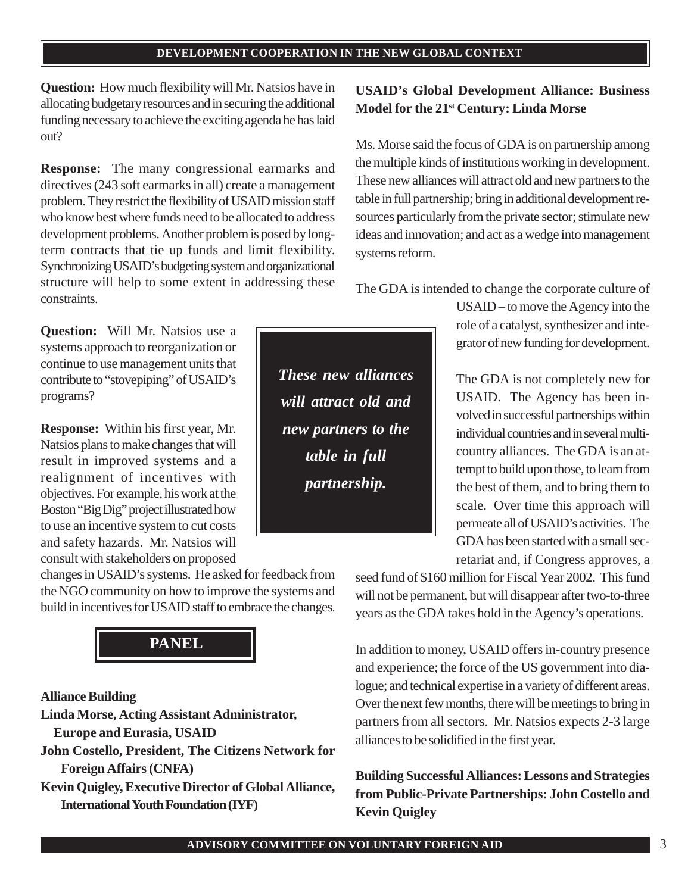**Question:** How much flexibility will Mr. Natsios have in allocating budgetary resources and in securing the additional funding necessary to achieve the exciting agenda he has laid out?

**Response:** The many congressional earmarks and directives (243 soft earmarks in all) create a management problem. They restrict the flexibility of USAID mission staff who know best where funds need to be allocated to address development problems. Another problem is posed by long-term contracts that tie up funds and limit flexibility. Synchronizing USAID's budgeting system and organizational structure will help to some extent in addressing these constraints.

**Question:** Will Mr. Natsios use a systems approach to reorganization or continue to use management units that contribute to "stovepiping" of USAID's programs?

**Response:** Within his first year, Mr. Natsios plans to make changes that will result in improved systems and a realignment of incentives with objectives. For example, his work at the Boston "Big Dig" project illustrated how to use an incentive system to cut costs and safety hazards. Mr. Natsios will consult with stakeholders on proposed changes in USAID's systems. He asked for feedback from the NGO community on how to improve the systems and build in incentives for USAID staff to embrace the changes.

## PANEL

**Alliance Building**

**Linda Morse, Acting Assistant Administrator, Europe and Eurasia, USAID**

**John Costello, President, The Citizens Network for Foreign Affairs (CNFA)**

**Kevin Quigley, Executive Director of Global Alliance, International Youth Foundation (IYF)**

### USAID's Global Development Alliance: Business Model for the 21st Century: Linda Morse

Ms. Morse said the focus of GDA is on partnership among the multiple kinds of institutions working in development. These new alliances will attract old and new partners to the table in full partnership; bring in additional development resources particularly from the private sector; stimulate new ideas and innovation; and act as a wedge into management systems reform.

The GDA is intended to change the corporate culture of USAID – to move the Agency into the role of a catalyst, synthesizer and integrator of new funding for development.

*These new alliances will attract old and new partners to the table in full partnership.*

The GDA is not completely new for USAID. The Agency has been involved in successful partnerships within individual countries and in several multi-country alliances. The GDA is an attempt to build upon those, to learn from the best of them, and to bring them to scale. Over time this approach will permeate all of USAID's activities. The GDA has been started with a small secretariat and, if Congress approves, a seed fund of $160 million for Fiscal Year 2002. This fund will not be permanent, but will disappear after two-to-three years as the GDA takes hold in the Agency's operations.

In addition to money, USAID offers in-country presence and experience; the force of the US government into dialogue; and technical expertise in a variety of different areas. Over the next few months, there will be meetings to bring in partners from all sectors. Mr. Natsios expects 2-3 large alliances to be solidified in the first year.

### Building Successful Alliances: Lessons and Strategies from Public-Private Partnerships: John Costello and Kevin Quigley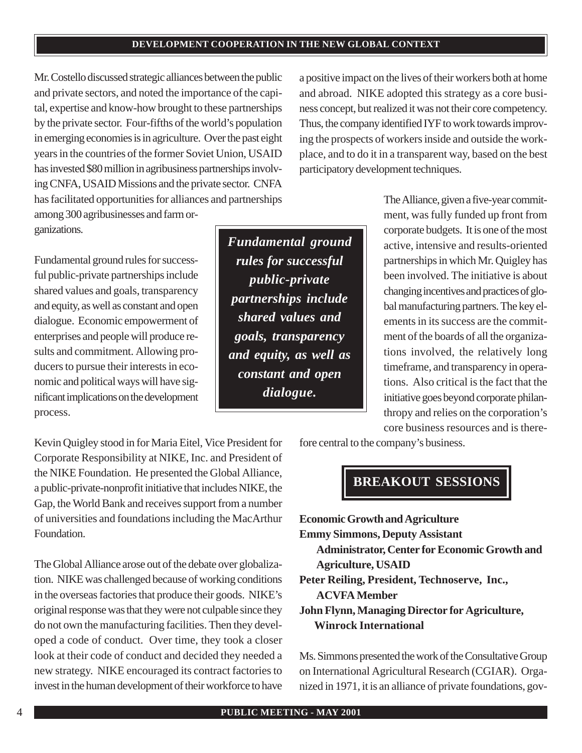Mr. Costello discussed strategic alliances between the public and private sectors, and noted the importance of the capital, expertise and know-how brought to these partnerships by the private sector. Four-fifths of the world's population in emerging economies is in agriculture. Over the past eight years in the countries of the former Soviet Union, USAID has invested $80 million in agribusiness partnerships involving CNFA, USAID Missions and the private sector. CNFA has facilitated opportunities for alliances and partnerships among 300 agribusinesses and farm organizations.

Fundamental ground rules for successful public-private partnerships include shared values and goals, transparency and equity, as well as constant and open dialogue. Economic empowerment of enterprises and people will produce results and commitment. Allowing producers to pursue their interests in economic and political ways will have significant implications on the development process.

> ***Fundamental ground rules for successful public-private partnerships include shared values and goals, transparency and equity, as well as constant and open dialogue.***

Kevin Quigley stood in for Maria Eitel, Vice President for Corporate Responsibility at NIKE, Inc. and President of the NIKE Foundation. He presented the Global Alliance, a public-private-nonprofit initiative that includes NIKE, the Gap, the World Bank and receives support from a number of universities and foundations including the MacArthur Foundation.

The Global Alliance arose out of the debate over globalization. NIKE was challenged because of working conditions in the overseas factories that produce their goods. NIKE's original response was that they were not culpable since they do not own the manufacturing facilities. Then they developed a code of conduct. Over time, they took a closer look at their code of conduct and decided they needed a new strategy. NIKE encouraged its contract factories to invest in the human development of their workforce to have a positive impact on the lives of their workers both at home and abroad. NIKE adopted this strategy as a core business concept, but realized it was not their core competency. Thus, the company identified IYF to work towards improving the prospects of workers inside and outside the workplace, and to do it in a transparent way, based on the best participatory development techniques.

The Alliance, given a five-year commitment, was fully funded up front from corporate budgets. It is one of the most active, intensive and results-oriented partnerships in which Mr. Quigley has been involved. The initiative is about changing incentives and practices of global manufacturing partners. The key elements in its success are the commitment of the boards of all the organizations involved, the relatively long timeframe, and transparency in operations. Also critical is the fact that the initiative goes beyond corporate philanthropy and relies on the corporation's core business resources and is therefore central to the company's business.

## BREAKOUT SESSIONS

**Economic Growth and Agriculture**
**Emmy Simmons, Deputy Assistant Administrator, Center for Economic Growth and Agriculture, USAID**
**Peter Reiling, President, Technoserve, Inc., ACVFA Member**
**John Flynn, Managing Director for Agriculture, Winrock International**

Ms. Simmons presented the work of the Consultative Group on International Agricultural Research (CGIAR). Organized in 1971, it is an alliance of private foundations, gov-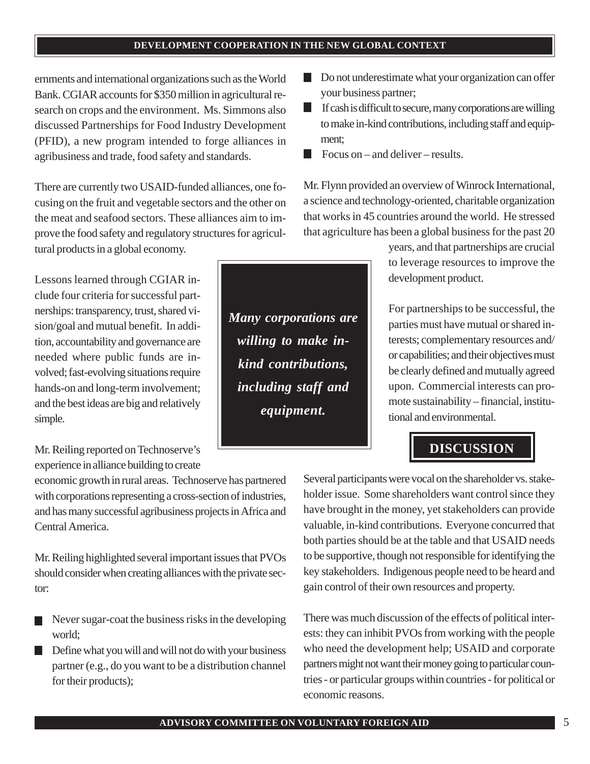ernments and international organizations such as the World Bank. CGIAR accounts for $350 million in agricultural research on crops and the environment. Ms. Simmons also discussed Partnerships for Food Industry Development (PFID), a new program intended to forge alliances in agribusiness and trade, food safety and standards.

There are currently two USAID-funded alliances, one focusing on the fruit and vegetable sectors and the other on the meat and seafood sectors. These alliances aim to improve the food safety and regulatory structures for agricultural products in a global economy.

Lessons learned through CGIAR include four criteria for successful partnerships: transparency, trust, shared vision/goal and mutual benefit. In addition, accountability and governance are needed where public funds are involved; fast-evolving situations require hands-on and long-term involvement; and the best ideas are big and relatively simple.

> ***Many corporations are willing to make in-kind contributions, including staff and equipment.***

Mr. Reiling reported on Technoserve's experience in alliance building to create economic growth in rural areas. Technoserve has partnered with corporations representing a cross-section of industries, and has many successful agribusiness projects in Africa and Central America.

Mr. Reiling highlighted several important issues that PVOs should consider when creating alliances with the private sector:

- Never sugar-coat the business risks in the developing world;
- Define what you will and will not do with your business partner (e.g., do you want to be a distribution channel for their products);
- Do not underestimate what your organization can offer your business partner;
- If cash is difficult to secure, many corporations are willing to make in-kind contributions, including staff and equipment;
- Focus on – and deliver – results.

Mr. Flynn provided an overview of Winrock International, a science and technology-oriented, charitable organization that works in 45 countries around the world. He stressed that agriculture has been a global business for the past 20 years, and that partnerships are crucial to leverage resources to improve the development product.

For partnerships to be successful, the parties must have mutual or shared interests; complementary resources and/or capabilities; and their objectives must be clearly defined and mutually agreed upon. Commercial interests can promote sustainability – financial, institutional and environmental.

## DISCUSSION

Several participants were vocal on the shareholder vs. stakeholder issue. Some shareholders want control since they have brought in the money, yet stakeholders can provide valuable, in-kind contributions. Everyone concurred that both parties should be at the table and that USAID needs to be supportive, though not responsible for identifying the key stakeholders. Indigenous people need to be heard and gain control of their own resources and property.

There was much discussion of the effects of political interests: they can inhibit PVOs from working with the people who need the development help; USAID and corporate partners might not want their money going to particular countries - or particular groups within countries - for political or economic reasons.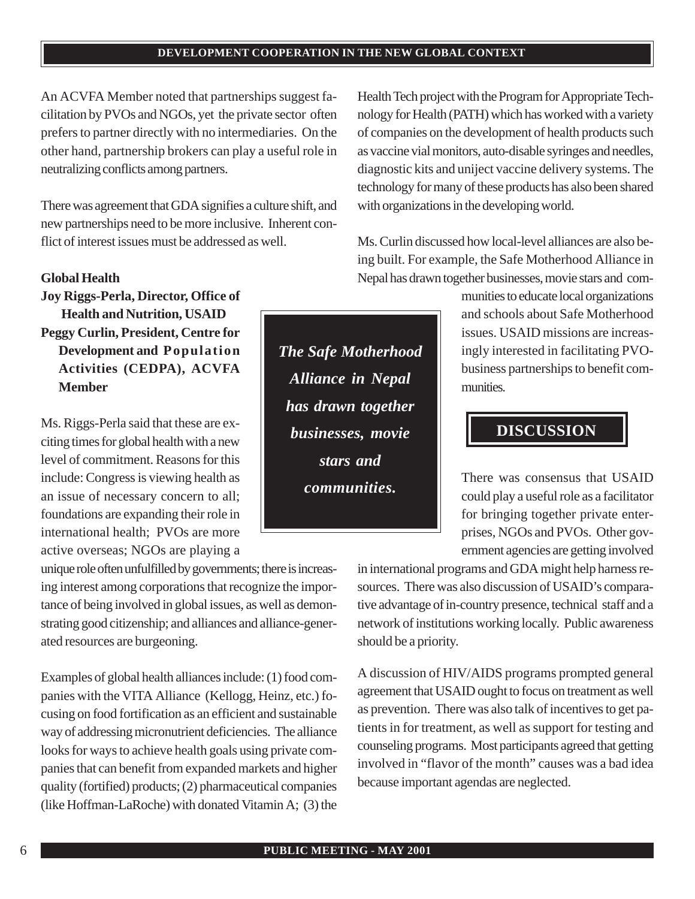An ACVFA Member noted that partnerships suggest facilitation by PVOs and NGOs, yet the private sector often prefers to partner directly with no intermediaries. On the other hand, partnership brokers can play a useful role in neutralizing conflicts among partners.

There was agreement that GDA signifies a culture shift, and new partnerships need to be more inclusive. Inherent conflict of interest issues must be addressed as well.

**Global Health**

**Joy Riggs-Perla, Director, Office of Health and Nutrition, USAID**

**Peggy Curlin, President, Centre for Development and Population Activities (CEDPA), ACVFA Member**

Ms. Riggs-Perla said that these are exciting times for global health with a new level of commitment. Reasons for this include: Congress is viewing health as an issue of necessary concern to all; foundations are expanding their role in international health; PVOs are more active overseas; NGOs are playing a unique role often unfulfilled by governments; there is increasing interest among corporations that recognize the importance of being involved in global issues, as well as demonstrating good citizenship; and alliances and alliance-generated resources are burgeoning.

Examples of global health alliances include: (1) food companies with the VITA Alliance (Kellogg, Heinz, etc.) focusing on food fortification as an efficient and sustainable way of addressing micronutrient deficiencies. The alliance looks for ways to achieve health goals using private companies that can benefit from expanded markets and higher quality (fortified) products; (2) pharmaceutical companies (like Hoffman-LaRoche) with donated Vitamin A; (3) the Health Tech project with the Program for Appropriate Technology for Health (PATH) which has worked with a variety of companies on the development of health products such as vaccine vial monitors, auto-disable syringes and needles, diagnostic kits and uniject vaccine delivery systems. The technology for many of these products has also been shared with organizations in the developing world.

Ms. Curlin discussed how local-level alliances are also being built. For example, the Safe Motherhood Alliance in Nepal has drawn together businesses, movie stars and communities to educate local organizations and schools about Safe Motherhood issues. USAID missions are increasingly interested in facilitating PVO-business partnerships to benefit communities.

***The Safe Motherhood Alliance in Nepal has drawn together businesses, movie stars and communities.***

## DISCUSSION

There was consensus that USAID could play a useful role as a facilitator for bringing together private enterprises, NGOs and PVOs. Other government agencies are getting involved in international programs and GDA might help harness resources. There was also discussion of USAID's comparative advantage of in-country presence, technical staff and a network of institutions working locally. Public awareness should be a priority.

A discussion of HIV/AIDS programs prompted general agreement that USAID ought to focus on treatment as well as prevention. There was also talk of incentives to get patients in for treatment, as well as support for testing and counseling programs. Most participants agreed that getting involved in "flavor of the month" causes was a bad idea because important agendas are neglected.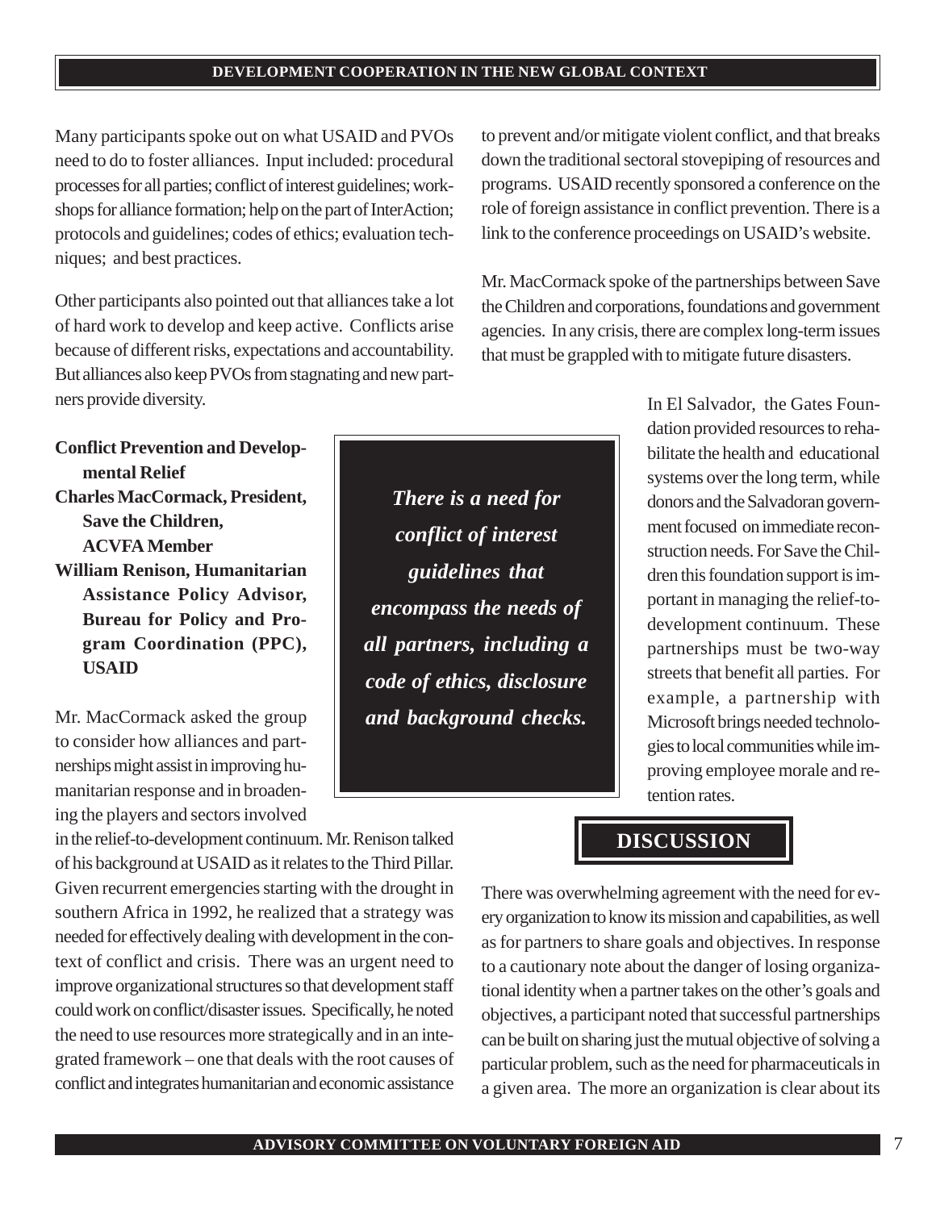Many participants spoke out on what USAID and PVOs need to do to foster alliances. Input included: procedural processes for all parties; conflict of interest guidelines; workshops for alliance formation; help on the part of InterAction; protocols and guidelines; codes of ethics; evaluation techniques; and best practices.

Other participants also pointed out that alliances take a lot of hard work to develop and keep active. Conflicts arise because of different risks, expectations and accountability. But alliances also keep PVOs from stagnating and new partners provide diversity.

**Conflict Prevention and Developmental Relief**

**Charles MacCormack, President, Save the Children, ACVFA Member**

**William Renison, Humanitarian Assistance Policy Advisor, Bureau for Policy and Program Coordination (PPC), USAID**

Mr. MacCormack asked the group to consider how alliances and partnerships might assist in improving humanitarian response and in broadening the players and sectors involved in the relief-to-development continuum. Mr. Renison talked of his background at USAID as it relates to the Third Pillar. Given recurrent emergencies starting with the drought in southern Africa in 1992, he realized that a strategy was needed for effectively dealing with development in the context of conflict and crisis. There was an urgent need to improve organizational structures so that development staff could work on conflict/disaster issues. Specifically, he noted the need to use resources more strategically and in an integrated framework – one that deals with the root causes of conflict and integrates humanitarian and economic assistance to prevent and/or mitigate violent conflict, and that breaks down the traditional sectoral stovepiping of resources and programs. USAID recently sponsored a conference on the role of foreign assistance in conflict prevention. There is a link to the conference proceedings on USAID's website.

> ***There is a need for conflict of interest guidelines that encompass the needs of all partners, including a code of ethics, disclosure and background checks.***

Mr. MacCormack spoke of the partnerships between Save the Children and corporations, foundations and government agencies. In any crisis, there are complex long-term issues that must be grappled with to mitigate future disasters.

In El Salvador, the Gates Foundation provided resources to rehabilitate the health and educational systems over the long term, while donors and the Salvadoran government focused on immediate reconstruction needs. For Save the Children this foundation support is important in managing the relief-to-development continuum. These partnerships must be two-way streets that benefit all parties. For example, a partnership with Microsoft brings needed technologies to local communities while improving employee morale and retention rates.

## DISCUSSION

There was overwhelming agreement with the need for every organization to know its mission and capabilities, as well as for partners to share goals and objectives. In response to a cautionary note about the danger of losing organizational identity when a partner takes on the other's goals and objectives, a participant noted that successful partnerships can be built on sharing just the mutual objective of solving a particular problem, such as the need for pharmaceuticals in a given area. The more an organization is clear about its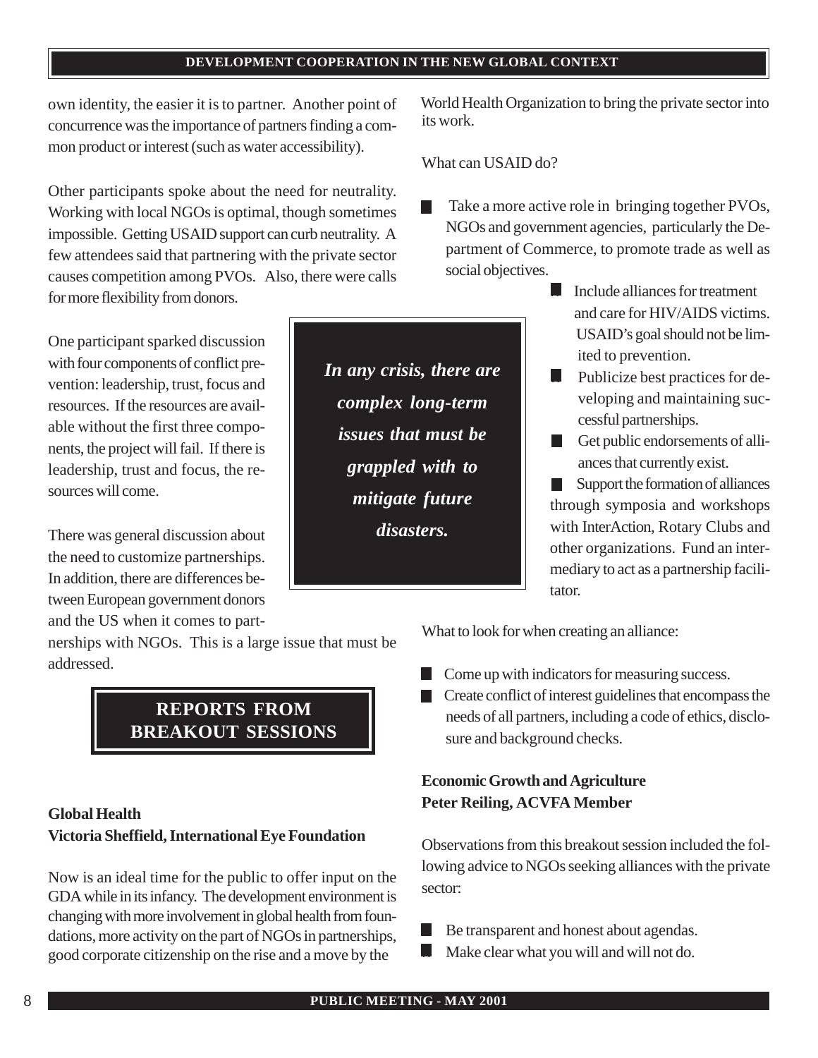own identity, the easier it is to partner. Another point of concurrence was the importance of partners finding a common product or interest (such as water accessibility).

Other participants spoke about the need for neutrality. Working with local NGOs is optimal, though sometimes impossible. Getting USAID support can curb neutrality. A few attendees said that partnering with the private sector causes competition among PVOs. Also, there were calls for more flexibility from donors.

One participant sparked discussion with four components of conflict prevention: leadership, trust, focus and resources. If the resources are available without the first three components, the project will fail. If there is leadership, trust and focus, the resources will come.

*In any crisis, there are complex long-term issues that must be grappled with to mitigate future disasters.*

There was general discussion about the need to customize partnerships. In addition, there are differences between European government donors and the US when it comes to partnerships with NGOs. This is a large issue that must be addressed.

## REPORTS FROM BREAKOUT SESSIONS

### Global Health
**Victoria Sheffield, International Eye Foundation**

Now is an ideal time for the public to offer input on the GDA while in its infancy. The development environment is changing with more involvement in global health from foundations, more activity on the part of NGOs in partnerships, good corporate citizenship on the rise and a move by the World Health Organization to bring the private sector into its work.

What can USAID do?

- Take a more active role in bringing together PVOs, NGOs and government agencies, particularly the Department of Commerce, to promote trade as well as social objectives.
- Include alliances for treatment and care for HIV/AIDS victims. USAID's goal should not be limited to prevention.
- Publicize best practices for developing and maintaining successful partnerships.
- Get public endorsements of alliances that currently exist.
- Support the formation of alliances through symposia and workshops with InterAction, Rotary Clubs and other organizations. Fund an intermediary to act as a partnership facilitator.

What to look for when creating an alliance:

- Come up with indicators for measuring success.
- Create conflict of interest guidelines that encompass the needs of all partners, including a code of ethics, disclosure and background checks.

### Economic Growth and Agriculture
**Peter Reiling, ACVFA Member**

Observations from this breakout session included the following advice to NGOs seeking alliances with the private sector:

- Be transparent and honest about agendas.
- Make clear what you will and will not do.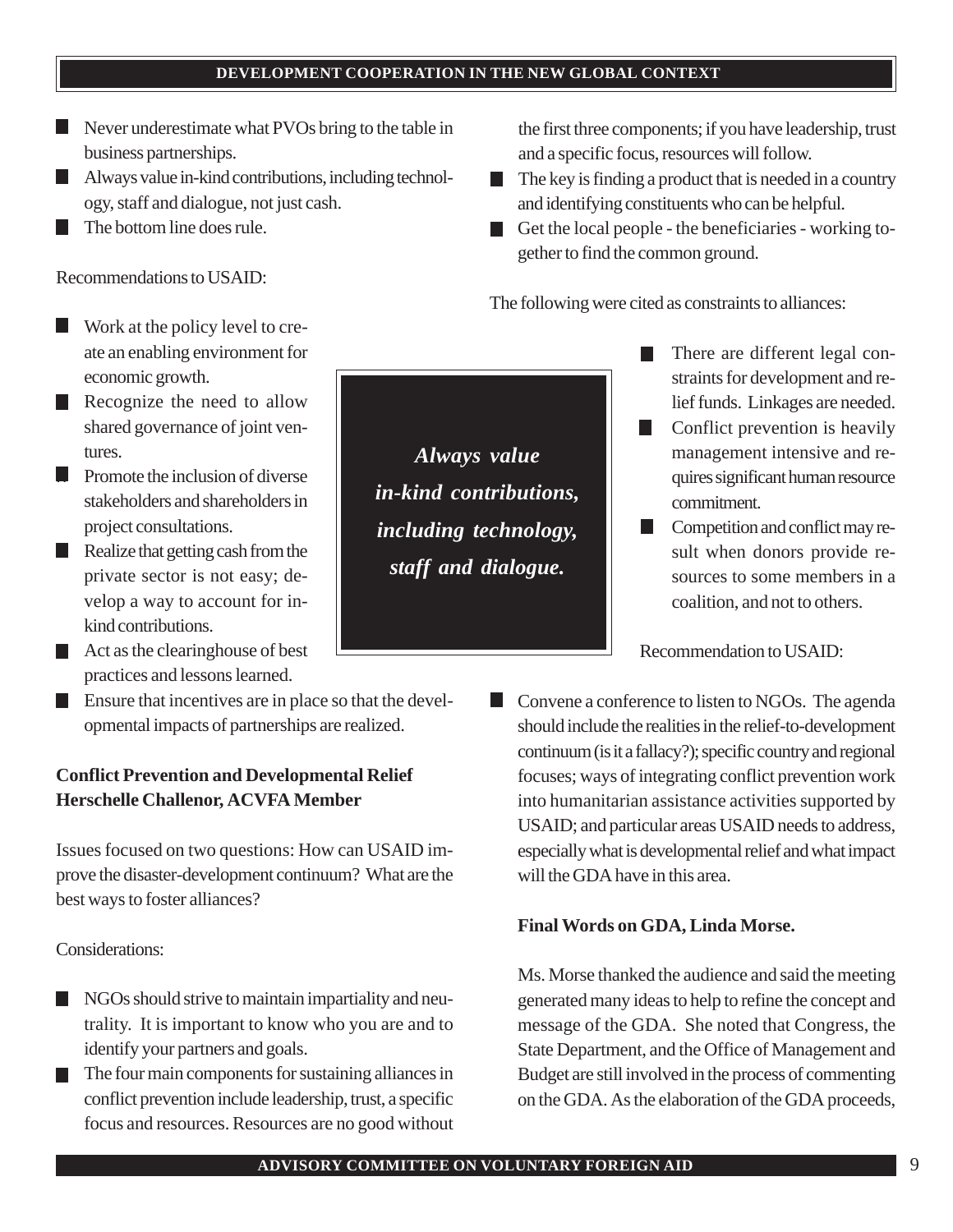- Never underestimate what PVOs bring to the table in business partnerships.
- Always value in-kind contributions, including technology, staff and dialogue, not just cash.
- The bottom line does rule.

Recommendations to USAID:

- Work at the policy level to create an enabling environment for economic growth.
- Recognize the need to allow shared governance of joint ventures.
- Promote the inclusion of diverse stakeholders and shareholders in project consultations.
- Realize that getting cash from the private sector is not easy; develop a way to account for in-kind contributions.
- Act as the clearinghouse of best practices and lessons learned.
- Ensure that incentives are in place so that the developmental impacts of partnerships are realized.

*Always value in-kind contributions, including technology, staff and dialogue.*

**Conflict Prevention and Developmental Relief**
**Herschelle Challenor, ACVFA Member**

Issues focused on two questions: How can USAID improve the disaster-development continuum? What are the best ways to foster alliances?

Considerations:

- NGOs should strive to maintain impartiality and neutrality. It is important to know who you are and to identify your partners and goals.
- The four main components for sustaining alliances in conflict prevention include leadership, trust, a specific focus and resources. Resources are no good without the first three components; if you have leadership, trust and a specific focus, resources will follow.
- The key is finding a product that is needed in a country and identifying constituents who can be helpful.
- Get the local people - the beneficiaries - working together to find the common ground.

The following were cited as constraints to alliances:

- There are different legal constraints for development and relief funds. Linkages are needed.
- Conflict prevention is heavily management intensive and requires significant human resource commitment.
- Competition and conflict may result when donors provide resources to some members in a coalition, and not to others.

Recommendation to USAID:

- Convene a conference to listen to NGOs. The agenda should include the realities in the relief-to-development continuum (is it a fallacy?); specific country and regional focuses; ways of integrating conflict prevention work into humanitarian assistance activities supported by USAID; and particular areas USAID needs to address, especially what is developmental relief and what impact will the GDA have in this area.

**Final Words on GDA, Linda Morse.**

Ms. Morse thanked the audience and said the meeting generated many ideas to help to refine the concept and message of the GDA. She noted that Congress, the State Department, and the Office of Management and Budget are still involved in the process of commenting on the GDA. As the elaboration of the GDA proceeds,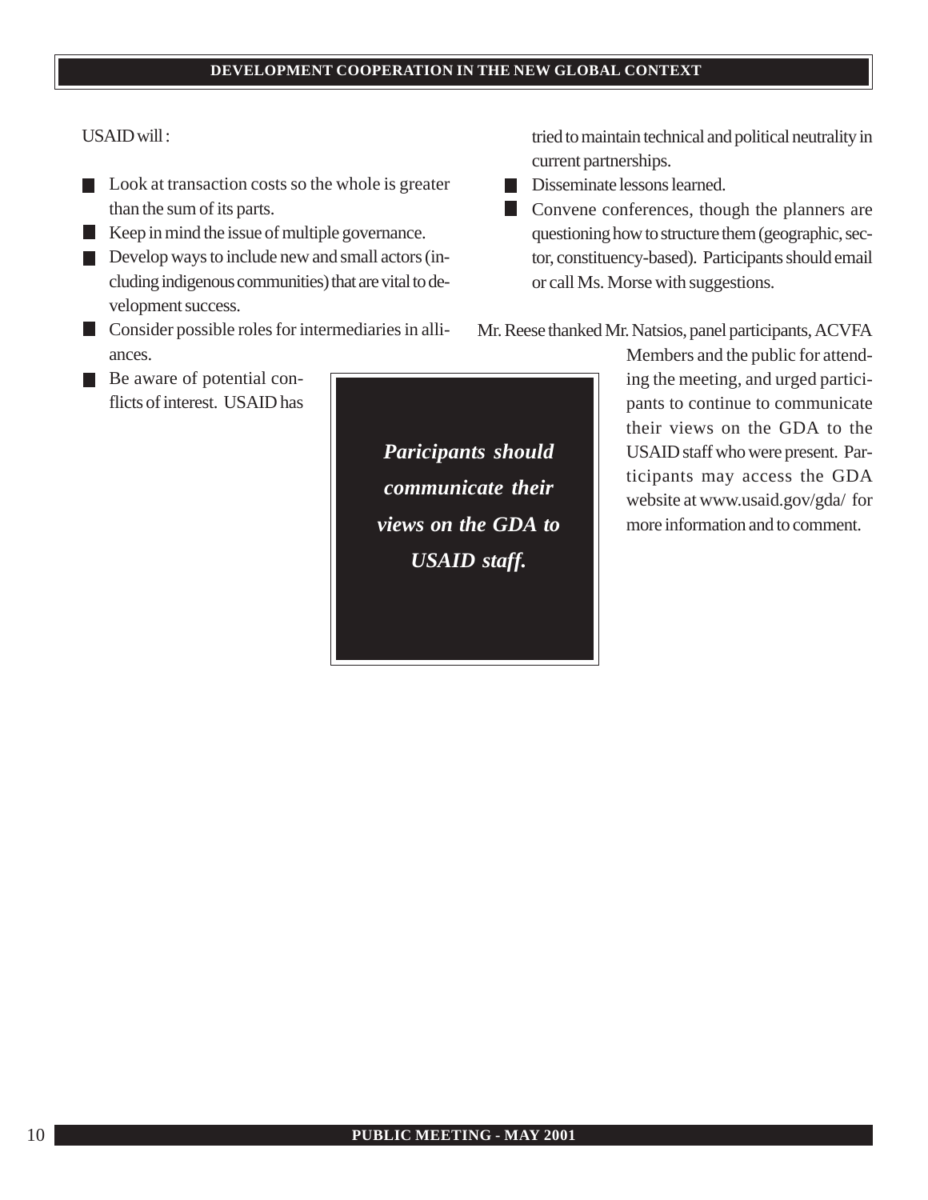USAID will :

- Look at transaction costs so the whole is greater than the sum of its parts.
- Keep in mind the issue of multiple governance.
- Develop ways to include new and small actors (including indigenous communities) that are vital to development success.
- Consider possible roles for intermediaries in alliances.
- Be aware of potential conflicts of interest. USAID has tried to maintain technical and political neutrality in current partnerships.
- Disseminate lessons learned.
- Convene conferences, though the planners are questioning how to structure them (geographic, sector, constituency-based). Participants should email or call Ms. Morse with suggestions.

Mr. Reese thanked Mr. Natsios, panel participants, ACVFA Members and the public for attending the meeting, and urged participants to continue to communicate their views on the GDA to the USAID staff who were present. Participants may access the GDA website at www.usaid.gov/gda/ for more information and to comment.

***Paricipants should communicate their views on the GDA to USAID staff.***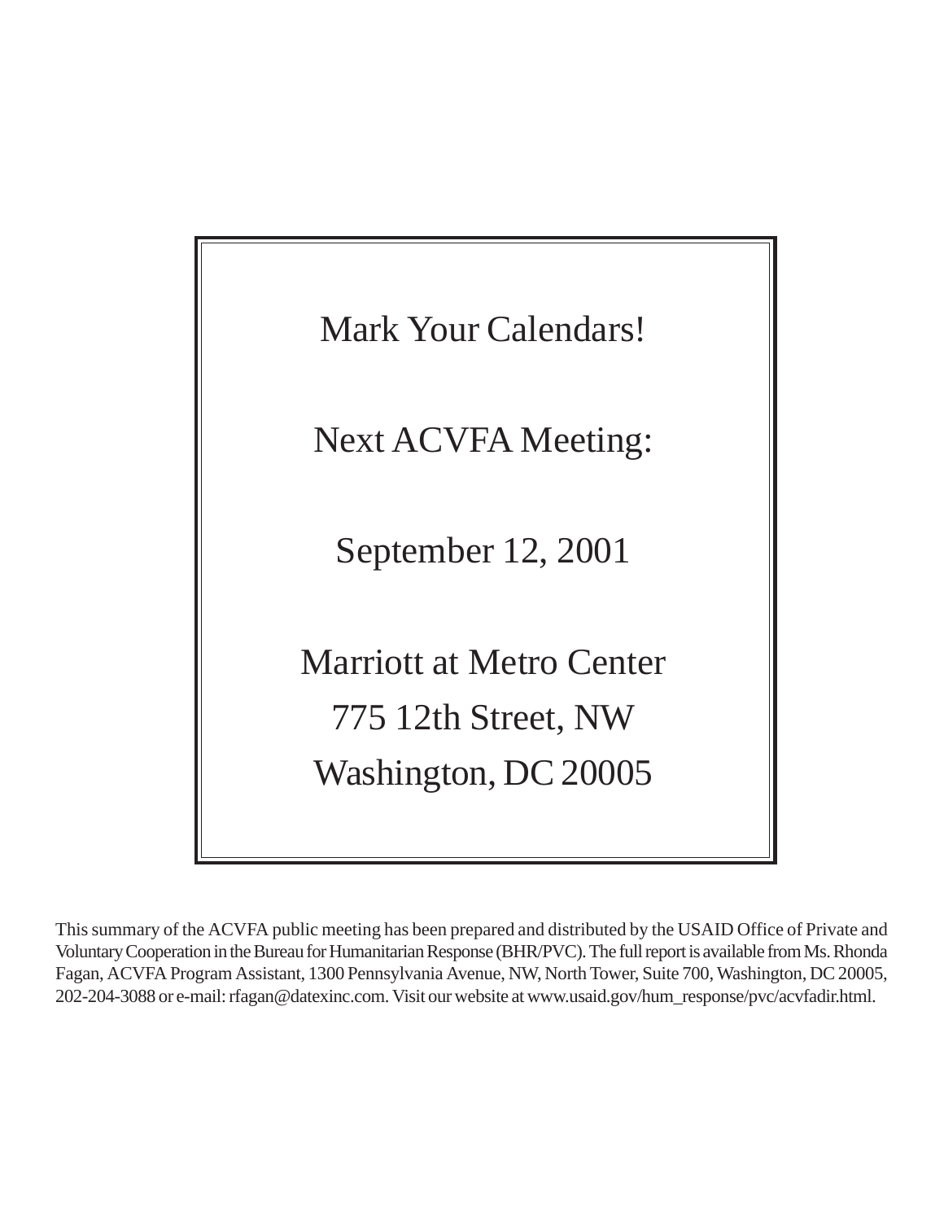Mark Your Calendars!

Next ACVFA Meeting:

September 12, 2001

Marriott at Metro Center
775 12th Street, NW
Washington, DC 20005

This summary of the ACVFA public meeting has been prepared and distributed by the USAID Office of Private and Voluntary Cooperation in the Bureau for Humanitarian Response (BHR/PVC). The full report is available from Ms. Rhonda Fagan, ACVFA Program Assistant, 1300 Pennsylvania Avenue, NW, North Tower, Suite 700, Washington, DC 20005, 202-204-3088 or e-mail: rfagan@datexinc.com. Visit our website at www.usaid.gov/hum_response/pvc/acvfadir.html.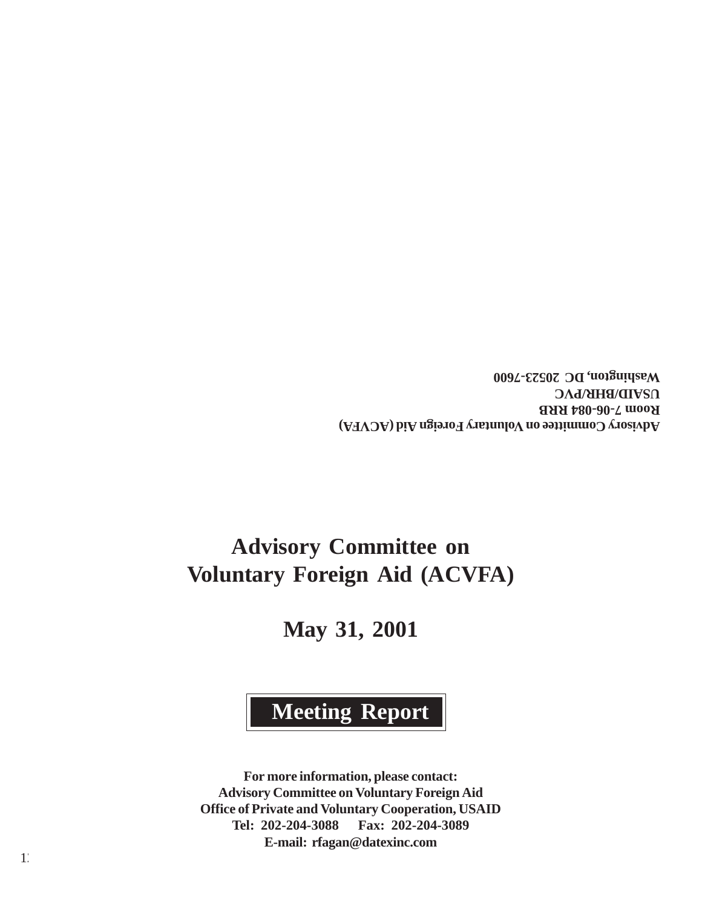Advisory Committee on Voluntary Foreign Aid (ACVFA)
Room 7-06-084 RRB
USAID/BHR/PVC
Washington, DC 20523-7600

# Advisory Committee on Voluntary Foreign Aid (ACVFA)

## May 31, 2001

## Meeting Report

**For more information, please contact:**
**Advisory Committee on Voluntary Foreign Aid**
**Office of Private and Voluntary Cooperation, USAID**
**Tel: 202-204-3088 Fax: 202-204-3089**
**E-mail: rfagan@datexinc.com**